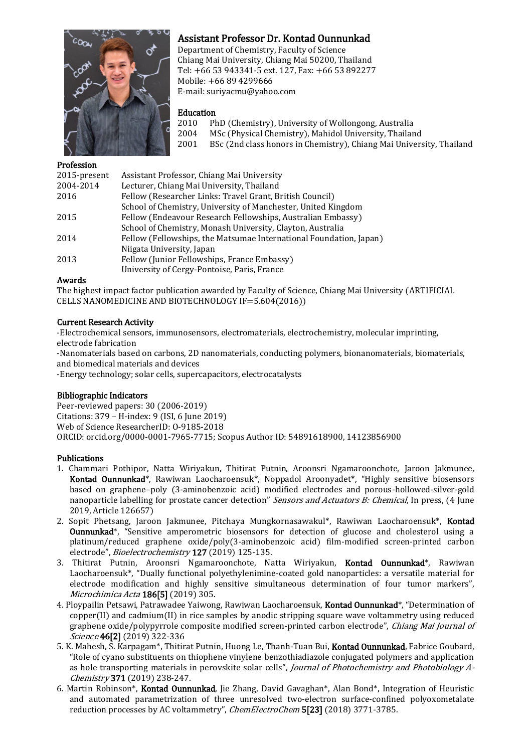# Assistant Professor Dr. Kontad Ounnunkad

Department of Chemistry, Faculty of Science
Chiang Mai University, Chiang Mai 50200, Thailand
Tel: +66 53 943341-5 ext. 127, Fax: +66 53 892277
Mobile: +66 89 4299666
E-mail: suriyacmu@yahoo.com

## Education

| | |
|---|---|
| 2010 | PhD (Chemistry), University of Wollongong, Australia |
| 2004 | MSc (Physical Chemistry), Mahidol University, Thailand |
| 2001 | BSc (2nd class honors in Chemistry), Chiang Mai University, Thailand |

## Profession

| | |
|---|---|
| 2015-present | Assistant Professor, Chiang Mai University |
| 2004-2014 | Lecturer, Chiang Mai University, Thailand |
| 2016 | Fellow (Researcher Links: Travel Grant, British Council)<br>School of Chemistry, University of Manchester, United Kingdom |
| 2015 | Fellow (Endeavour Research Fellowships, Australian Embassy)<br>School of Chemistry, Monash University, Clayton, Australia |
| 2014 | Fellow (Fellowships, the Matsumae International Foundation, Japan)<br>Niigata University, Japan |
| 2013 | Fellow (Junior Fellowships, France Embassy)<br>University of Cergy-Pontoise, Paris, France |

## Awards

The highest impact factor publication awarded by Faculty of Science, Chiang Mai University (ARTIFICIAL CELLS NANOMEDICINE AND BIOTECHNOLOGY IF=5.604(2016))

## Current Research Activity

-Electrochemical sensors, immunosensors, electromaterials, electrochemistry, molecular imprinting, electrode fabrication
-Nanomaterials based on carbons, 2D nanomaterials, conducting polymers, bionanomaterials, biomaterials, and biomedical materials and devices
-Energy technology; solar cells, supercapacitors, electrocatalysts

## Bibliographic Indicators

Peer-reviewed papers: 30 (2006-2019)
Citations: 379 – H-index: 9 (ISI, 6 June 2019)
Web of Science ResearcherID: O-9185-2018
ORCID: orcid.org/0000-0001-7965-7715; Scopus Author ID: 54891618900, 14123856900

## Publications

1. Chammari Pothipor, Natta Wiriyakun, Thitirat Putnin, Aroonsri Ngamaroonchote, Jaroon Jakmunee, **Kontad Ounnunkad***, Rawiwan Laocharoensuk*, Noppadol Aroonyadet*, "Highly sensitive biosensors based on graphene–poly (3-aminobenzoic acid) modified electrodes and porous-hollowed-silver-gold nanoparticle labelling for prostate cancer detection" *Sensors and Actuators B: Chemical*, In press, (4 June 2019, Article 126657)
2. Sopit Phetsang, Jaroon Jakmunee, Pitchaya Mungkornasawakul*, Rawiwan Laocharoensuk*, **Kontad Ounnunkad***, "Sensitive amperometric biosensors for detection of glucose and cholesterol using a platinum/reduced graphene oxide/poly(3-aminobenzoic acid) film-modified screen-printed carbon electrode", *Bioelectrochemistry* **127** (2019) 125-135.
3. Thitirat Putnin, Aroonsri Ngamaroonchote, Natta Wiriyakun, **Kontad Ounnunkad***, Rawiwan Laocharoensuk*, "Dually functional polyethylenimine-coated gold nanoparticles: a versatile material for electrode modification and highly sensitive simultaneous determination of four tumor markers", *Microchimica Acta* **186[5]** (2019) 305.
4. Ploypailin Petsawi, Patrawadee Yaiwong, Rawiwan Laocharoensuk, **Kontad Ounnunkad***, "Determination of copper(II) and cadmium(II) in rice samples by anodic stripping square wave voltammetry using reduced graphene oxide/polypyrrole composite modified screen-printed carbon electrode", *Chiang Mai Journal of Science* **46[2]** (2019) 322-336
5. K. Mahesh, S. Karpagam*, Thitirat Putnin, Huong Le, Thanh-Tuan Bui, **Kontad Ounnunkad**, Fabrice Goubard, "Role of cyano substituents on thiophene vinylene benzothiadiazole conjugated polymers and application as hole transporting materials in perovskite solar cells", *Journal of Photochemistry and Photobiology A-Chemistry* **371** (2019) 238-247.
6. Martin Robinson*, **Kontad Ounnunkad**, Jie Zhang, David Gavaghan*, Alan Bond*, Integration of Heuristic and automated parametrization of three unresolved two-electron surface-confined polyoxometalate reduction processes by AC voltammetry", *ChemElectroChem* **5[23]** (2018) 3771-3785.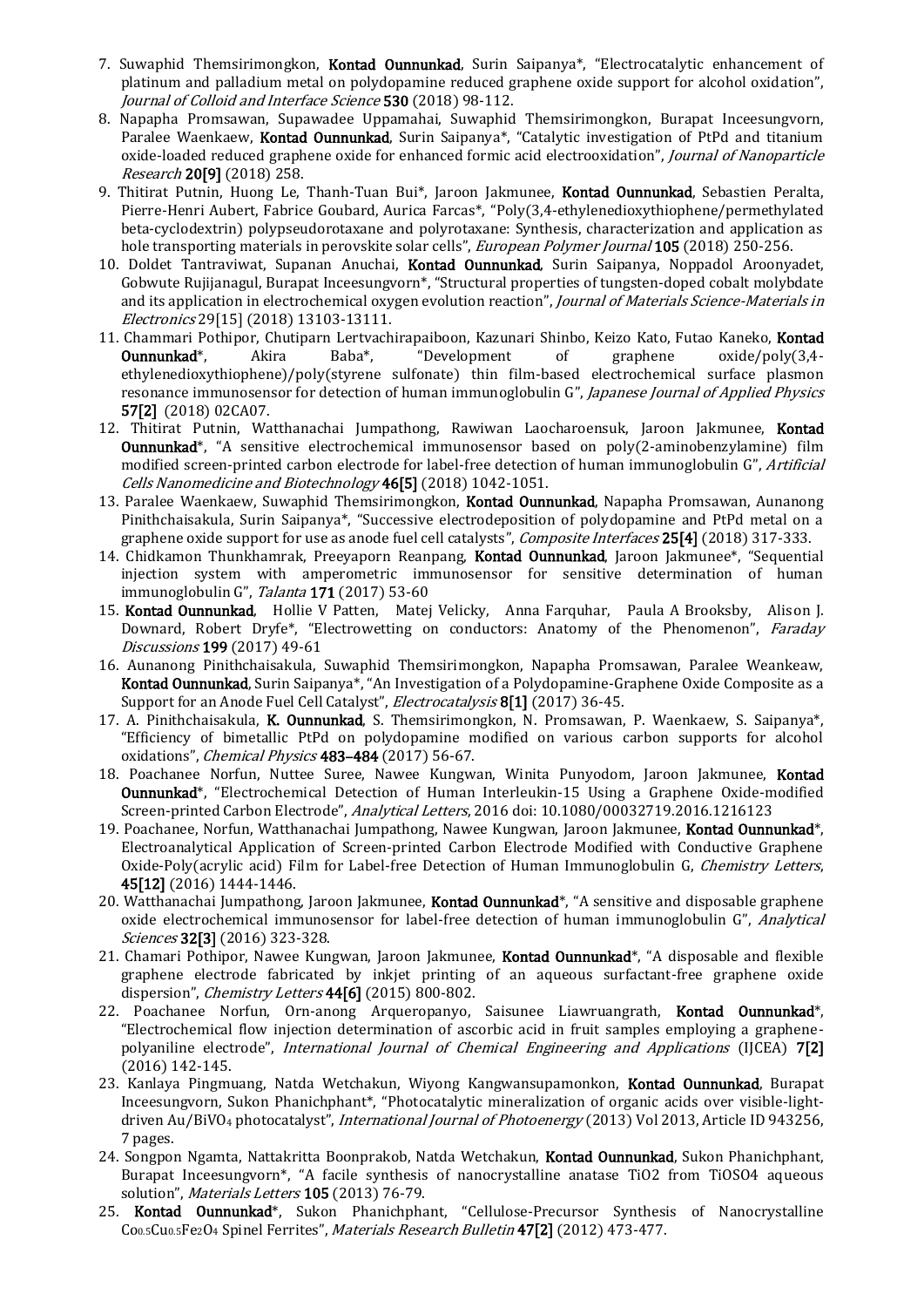7. Suwaphid Themsirimongkon, **Kontad Ounnunkad**, Surin Saipanya*, "Electrocatalytic enhancement of platinum and palladium metal on polydopamine reduced graphene oxide support for alcohol oxidation", *Journal of Colloid and Interface Science* **530** (2018) 98-112.
8. Napapha Promsawan, Supawadee Uppamahai, Suwaphid Themsirimongkon, Burapat Inceesungvorn, Paralee Waenkaew, **Kontad Ounnunkad**, Surin Saipanya*, "Catalytic investigation of PtPd and titanium oxide-loaded reduced graphene oxide for enhanced formic acid electrooxidation", *Journal of Nanoparticle Research* **20[9]** (2018) 258.
9. Thitirat Putnin, Huong Le, Thanh-Tuan Bui*, Jaroon Jakmunee, **Kontad Ounnunkad**, Sebastien Peralta, Pierre-Henri Aubert, Fabrice Goubard, Aurica Farcas*, "Poly(3,4-ethylenedioxythiophene/permethylated beta-cyclodextrin) polypseudorotaxane and polyrotaxane: Synthesis, characterization and application as hole transporting materials in perovskite solar cells", *European Polymer Journal* **105** (2018) 250-256.
10. Doldet Tantraviwat, Supanan Anuchai, **Kontad Ounnunkad**, Surin Saipanya, Noppadol Aroonyadet, Gobwute Rujijanagul, Burapat Inceesungvorn*, "Structural properties of tungsten-doped cobalt molybdate and its application in electrochemical oxygen evolution reaction", *Journal of Materials Science-Materials in Electronics* 29[15] (2018) 13103-13111.
11. Chammari Pothipor, Chutiparn Lertvachirapaiboon, Kazunari Shinbo, Keizo Kato, Futao Kaneko, **Kontad Ounnunkad***, Akira Baba*, "Development of graphene oxide/poly(3,4-ethylenedioxythiophene)/poly(styrene sulfonate) thin film-based electrochemical surface plasmon resonance immunosensor for detection of human immunoglobulin G", *Japanese Journal of Applied Physics* **57[2]** (2018) 02CA07.
12. Thitirat Putnin, Watthanachai Jumpathong, Rawiwan Laocharoensuk, Jaroon Jakmunee, **Kontad Ounnunkad***, "A sensitive electrochemical immunosensor based on poly(2-aminobenzylamine) film modified screen-printed carbon electrode for label-free detection of human immunoglobulin G", *Artificial Cells Nanomedicine and Biotechnology* **46[5]** (2018) 1042-1051.
13. Paralee Waenkaew, Suwaphid Themsirimongkon, **Kontad Ounnunkad**, Napapha Promsawan, Aunanong Pinithchaisakula, Surin Saipanya*, "Successive electrodeposition of polydopamine and PtPd metal on a graphene oxide support for use as anode fuel cell catalysts", *Composite Interfaces* **25[4]** (2018) 317-333.
14. Chidkamon Thunkhamrak, Preeyaporn Reanpang, **Kontad Ounnunkad**, Jaroon Jakmunee*, "Sequential injection system with amperometric immunosensor for sensitive determination of human immunoglobulin G", *Talanta* **171** (2017) 53-60
15. **Kontad Ounnunkad**, Hollie V Patten, Matej Velicky, Anna Farquhar, Paula A Brooksby, Alison J. Downard, Robert Dryfe*, "Electrowetting on conductors: Anatomy of the Phenomenon", *Faraday Discussions* **199** (2017) 49-61
16. Aunanong Pinithchaisakula, Suwaphid Themsirimongkon, Napapha Promsawan, Paralee Weankeaw, **Kontad Ounnunkad**, Surin Saipanya*, "An Investigation of a Polydopamine-Graphene Oxide Composite as a Support for an Anode Fuel Cell Catalyst", *Electrocatalysis* **8[1]** (2017) 36-45.
17. A. Pinithchaisakula, **K. Ounnunkad**, S. Themsirimongkon, N. Promsawan, P. Waenkaew, S. Saipanya*, "Efficiency of bimetallic PtPd on polydopamine modified on various carbon supports for alcohol oxidations", *Chemical Physics* **483–484** (2017) 56-67.
18. Poachanee Norfun, Nuttee Suree, Nawee Kungwan, Winita Punyodom, Jaroon Jakmunee, **Kontad Ounnunkad***, "Electrochemical Detection of Human Interleukin-15 Using a Graphene Oxide-modified Screen-printed Carbon Electrode", *Analytical Letters*, 2016 doi: 10.1080/00032719.2016.1216123
19. Poachanee, Norfun, Watthanachai Jumpathong, Nawee Kungwan, Jaroon Jakmunee, **Kontad Ounnunkad***, Electroanalytical Application of Screen-printed Carbon Electrode Modified with Conductive Graphene Oxide-Poly(acrylic acid) Film for Label-free Detection of Human Immunoglobulin G, *Chemistry Letters*, **45[12]** (2016) 1444-1446.
20. Watthanachai Jumpathong, Jaroon Jakmunee, **Kontad Ounnunkad***, "A sensitive and disposable graphene oxide electrochemical immunosensor for label-free detection of human immunoglobulin G", *Analytical Sciences* **32[3]** (2016) 323-328.
21. Chamari Pothipor, Nawee Kungwan, Jaroon Jakmunee, **Kontad Ounnunkad***, "A disposable and flexible graphene electrode fabricated by inkjet printing of an aqueous surfactant-free graphene oxide dispersion", *Chemistry Letters* **44[6]** (2015) 800-802.
22. Poachanee Norfun, Orn-anong Arqueropanyo, Saisunee Liawruangrath, **Kontad Ounnunkad***, "Electrochemical flow injection determination of ascorbic acid in fruit samples employing a graphene-polyaniline electrode", *International Journal of Chemical Engineering and Applications* (IJCEA) **7[2]** (2016) 142-145.
23. Kanlaya Pingmuang, Natda Wetchakun, Wiyong Kangwansupamonkon, **Kontad Ounnunkad**, Burapat Inceesungvorn, Sukon Phanichphant*, "Photocatalytic mineralization of organic acids over visible-light-driven Au/$BiVO_4$ photocatalyst", *International Journal of Photoenergy* (2013) Vol 2013, Article ID 943256, 7 pages.
24. Songpon Ngamta, Nattakritta Boonprakob, Natda Wetchakun, **Kontad Ounnunkad**, Sukon Phanichphant, Burapat Inceesungvorn*, "A facile synthesis of nanocrystalline anatase TiO2 from TiOSO4 aqueous solution", *Materials Letters* **105** (2013) 76-79.
25. **Kontad Ounnunkad***, Sukon Phanichphant, "Cellulose-Precursor Synthesis of Nanocrystalline $Co_{0.5}Cu_{0.5}Fe_2O_4$ Spinel Ferrites", *Materials Research Bulletin* **47[2]** (2012) 473-477.